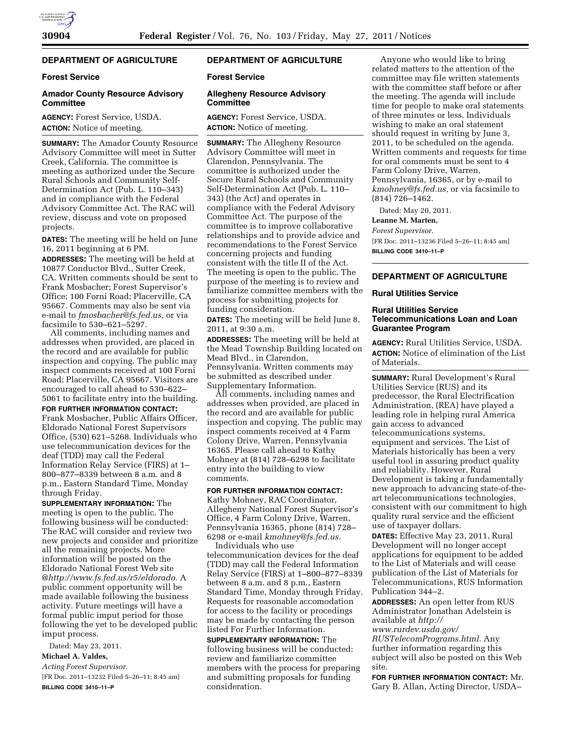## DEPARTMENT OF AGRICULTURE

### Forest Service

### Amador County Resource Advisory Committee

**AGENCY:** Forest Service, USDA.

**ACTION:** Notice of meeting.

**SUMMARY:** The Amador County Resource Advisory Committee will meet in Sutter Creek, California. The committee is meeting as authorized under the Secure Rural Schools and Community Self-Determination Act (Pub. L. 110–343) and in compliance with the Federal Advisory Committee Act. The RAC will review, discuss and vote on proposed projects.

**DATES:** The meeting will be held on June 16, 2011 beginning at 6 PM.

**ADDRESSES:** The meeting will be held at 10877 Conductor Blvd., Sutter Creek, CA. Written comments should be sent to Frank Mosbacher; Forest Supervisor's Office; 100 Forni Road; Placerville, CA 95667. Comments may also be sent via e-mail to *fmosbacher@fs.fed.us,* or via facsimile to 530–621–5297.

All comments, including names and addresses when provided, are placed in the record and are available for public inspection and copying. The public may inspect comments received at 100 Forni Road; Placerville, CA 95667. Visitors are encouraged to call ahead to 530–622–5061 to facilitate entry into the building.

**FOR FURTHER INFORMATION CONTACT:** Frank Mosbacher, Public Affairs Officer, Eldorado National Forest Supervisors Office, (530) 621–5268. Individuals who use telecommunication devices for the deaf (TDD) may call the Federal Information Relay Service (FIRS) at 1–800–877–8339 between 8 a.m. and 8 p.m., Eastern Standard Time, Monday through Friday.

**SUPPLEMENTARY INFORMATION:** The meeting is open to the public. The following business will be conducted: The RAC will consider and review two new projects and consider and prioritize all the remaining projects. More information will be posted on the Eldorado National Forest Web site @*http://www.fs.fed.us/r5/eldorado.* A public comment opportunity will be made available following the business activity. Future meetings will have a formal public imput period for those following the yet to be developed public imput process.

Dated: May 23, 2011.

**Michael A. Valdes,**

*Acting Forest Supervisor.*

[FR Doc. 2011–13232 Filed 5–26–11; 8:45 am]

**BILLING CODE 3410–11–P**

## DEPARTMENT OF AGRICULTURE

### Forest Service

### Allegheny Resource Advisory Committee

**AGENCY:** Forest Service, USDA.

**ACTION:** Notice of meeting.

**SUMMARY:** The Allegheny Resource Advisory Committee will meet in Clarendon, Pennsylvania. The committee is authorized under the Secure Rural Schools and Community Self-Determination Act (Pub. L. 110–343) (the Act) and operates in compliance with the Federal Advisory Committee Act. The purpose of the committee is to improve collaborative relationships and to provide advice and recommendations to the Forest Service concerning projects and funding consistent with the title II of the Act. The meeting is open to the public. The purpose of the meeting is to review and familiarize committee members with the process for submitting projects for funding consideration.

**DATES:** The meeting will be held June 8, 2011, at 9:30 a.m.

**ADDRESSES:** The meeting will be held at the Mead Township Building located on Mead Blvd., in Clarendon, Pennsylvania. Written comments may be submitted as described under Supplementary Information.

All comments, including names and addresses when provided, are placed in the record and are available for public inspection and copying. The public may inspect comments received at 4 Farm Colony Drive, Warren, Pennsylvania 16365. Please call ahead to Kathy Mohney at (814) 728–6298 to facilitate entry into the building to view comments.

**FOR FURTHER INFORMATION CONTACT:** Kathy Mohney, RAC Coordinator, Allegheny National Forest Supervisor's Office, 4 Farm Colony Drive, Warren, Pennsylvania 16365, phone (814) 728–6298 or e-mail *kmohney@fs.fed.us.*

Individuals who use telecommunication devices for the deaf (TDD) may call the Federal Information Relay Service (FIRS) at 1–800–877–8339 between 8 a.m. and 8 p.m., Eastern Standard Time, Monday through Friday. Requests for reasonable accomodation for access to the facility or procedings may be made by contacting the person listed For Further Information.

**SUPPLEMENTARY INFORMATION:** The following business will be conducted: review and familiarize committee members with the process for preparing and submitting proposals for funding consideration.

Anyone who would like to bring related matters to the attention of the committee may file written statements with the committee staff before or after the meeting. The agenda will include time for people to make oral statements of three minutes or less. Individuals wishing to make an oral statement should request in writing by June 3, 2011, to be scheduled on the agenda. Written comments and requests for time for oral comments must be sent to 4 Farm Colony Drive, Warren, Pennsylvania, 16365, or by e-mail to *kmohney@fs.fed.us,* or via facsimile to (814) 726–1462.

Dated: May 20, 2011.

**Leanne M. Marten,**

*Forest Supervisor.*

[FR Doc. 2011–13236 Filed 5–26–11; 8:45 am]

**BILLING CODE 3410–11–P**

## DEPARTMENT OF AGRICULTURE

### Rural Utilities Service

### Rural Utilities Service Telecommunications Loan and Loan Guarantee Program

**AGENCY:** Rural Utilities Service, USDA.

**ACTION:** Notice of elimination of the List of Materials.

**SUMMARY:** Rural Development's Rural Utilities Service (RUS) and its predecessor, the Rural Electrification Administration, (REA) have played a leading role in helping rural America gain access to advanced telecommunications systems, equipment and services. The List of Materials historically has been a very useful tool in assuring product quality and reliability. However, Rural Development is taking a fundamentally new approach to advancing state-of-the-art telecommunications technologies, consistent with our commitment to high quality rural service and the efficient use of taxpayer dollars.

**DATES:** Effective May 23, 2011, Rural Development will no longer accept applications for equipment to be added to the List of Materials and will cease publication of the List of Materials for Telecommunications, RUS Information Publication 344–2.

**ADDRESSES:** An open letter from RUS Administrator Jonathan Adelstein is available at *http://www.rurdev.usda.gov/RUSTelecomPrograms.html.* Any further information regarding this subject will also be posted on this Web site.

**FOR FURTHER INFORMATION CONTACT:** Mr. Gary B. Allan, Acting Director, USDA–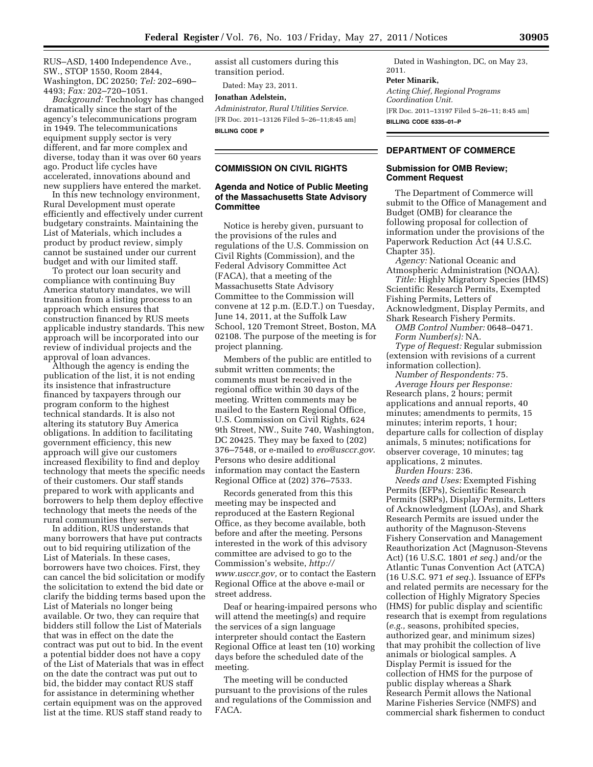RUS–ASD, 1400 Independence Ave., SW., STOP 1550, Room 2844, Washington, DC 20250; *Tel:* 202–690–4493; *Fax:* 202–720–1051.

*Background:* Technology has changed dramatically since the start of the agency's telecommunications program in 1949. The telecommunications equipment supply sector is very different, and far more complex and diverse, today than it was over 60 years ago. Product life cycles have accelerated, innovations abound and new suppliers have entered the market.

In this new technology environment, Rural Development must operate efficiently and effectively under current budgetary constraints. Maintaining the List of Materials, which includes a product by product review, simply cannot be sustained under our current budget and with our limited staff.

To protect our loan security and compliance with continuing Buy America statutory mandates, we will transition from a listing process to an approach which ensures that construction financed by RUS meets applicable industry standards. This new approach will be incorporated into our review of individual projects and the approval of loan advances.

Although the agency is ending the publication of the list, it is not ending its insistence that infrastructure financed by taxpayers through our program conform to the highest technical standards. It is also not altering its statutory Buy America obligations. In addition to facilitating government efficiency, this new approach will give our customers increased flexibility to find and deploy technology that meets the specific needs of their customers. Our staff stands prepared to work with applicants and borrowers to help them deploy effective technology that meets the needs of the rural communities they serve.

In addition, RUS understands that many borrowers that have put contracts out to bid requiring utilization of the List of Materials. In these cases, borrowers have two choices. First, they can cancel the bid solicitation or modify the solicitation to extend the bid date or clarify the bidding terms based upon the List of Materials no longer being available. Or two, they can require that bidders still follow the List of Materials that was in effect on the date the contract was put out to bid. In the event a potential bidder does not have a copy of the List of Materials that was in effect on the date the contract was put out to bid, the bidder may contact RUS staff for assistance in determining whether certain equipment was on the approved list at the time. RUS staff stand ready to assist all customers during this transition period.

Dated: May 23, 2011.

**Jonathan Adelstein,**

*Administrator, Rural Utilities Service.*

[FR Doc. 2011–13126 Filed 5–26–11;8:45 am]

**BILLING CODE P**

## COMMISSION ON CIVIL RIGHTS

### Agenda and Notice of Public Meeting of the Massachusetts State Advisory Committee

Notice is hereby given, pursuant to the provisions of the rules and regulations of the U.S. Commission on Civil Rights (Commission), and the Federal Advisory Committee Act (FACA), that a meeting of the Massachusetts State Advisory Committee to the Commission will convene at 12 p.m. (E.D.T.) on Tuesday, June 14, 2011, at the Suffolk Law School, 120 Tremont Street, Boston, MA 02108. The purpose of the meeting is for project planning.

Members of the public are entitled to submit written comments; the comments must be received in the regional office within 30 days of the meeting. Written comments may be mailed to the Eastern Regional Office, U.S. Commission on Civil Rights, 624 9th Street, NW., Suite 740, Washington, DC 20425. They may be faxed to (202) 376–7548, or e-mailed to *ero@usccr.gov*. Persons who desire additional information may contact the Eastern Regional Office at (202) 376–7533.

Records generated from this this meeting may be inspected and reproduced at the Eastern Regional Office, as they become available, both before and after the meeting. Persons interested in the work of this advisory committee are advised to go to the Commission's website, *http://www.usccr.gov,* or to contact the Eastern Regional Office at the above e-mail or street address.

Deaf or hearing-impaired persons who will attend the meeting(s) and require the services of a sign language interpreter should contact the Eastern Regional Office at least ten (10) working days before the scheduled date of the meeting.

The meeting will be conducted pursuant to the provisions of the rules and regulations of the Commission and FACA.

Dated in Washington, DC, on May 23, 2011.

**Peter Minarik,**

*Acting Chief, Regional Programs Coordination Unit.*

[FR Doc. 2011–13197 Filed 5–26–11; 8:45 am]

**BILLING CODE 6335–01–P**

## DEPARTMENT OF COMMERCE

### Submission for OMB Review; Comment Request

The Department of Commerce will submit to the Office of Management and Budget (OMB) for clearance the following proposal for collection of information under the provisions of the Paperwork Reduction Act (44 U.S.C. Chapter 35).

*Agency:* National Oceanic and Atmospheric Administration (NOAA).

*Title:* Highly Migratory Species (HMS) Scientific Research Permits, Exempted Fishing Permits, Letters of Acknowledgment, Display Permits, and Shark Research Fishery Permits.

*OMB Control Number:* 0648–0471.

*Form Number(s):* NA.

*Type of Request:* Regular submission (extension with revisions of a current information collection).

*Number of Respondents:* 75.

*Average Hours per Response:* Research plans, 2 hours; permit applications and annual reports, 40 minutes; amendments to permits, 15 minutes; interim reports, 1 hour; departure calls for collection of display animals, 5 minutes; notifications for observer coverage, 10 minutes; tag applications, 2 minutes.

*Burden Hours:* 236.

*Needs and Uses:* Exempted Fishing Permits (EFPs), Scientific Research Permits (SRPs), Display Permits, Letters of Acknowledgment (LOAs), and Shark Research Permits are issued under the authority of the Magnuson-Stevens Fishery Conservation and Management Reauthorization Act (Magnuson-Stevens Act) (16 U.S.C. 1801 *et seq.*) and/or the Atlantic Tunas Convention Act (ATCA) (16 U.S.C. 971 *et seq.*). Issuance of EFPs and related permits are necessary for the collection of Highly Migratory Species (HMS) for public display and scientific research that is exempt from regulations (*e.g.,* seasons, prohibited species, authorized gear, and minimum sizes) that may prohibit the collection of live animals or biological samples. A Display Permit is issued for the collection of HMS for the purpose of public display whereas a Shark Research Permit allows the National Marine Fisheries Service (NMFS) and commercial shark fishermen to conduct